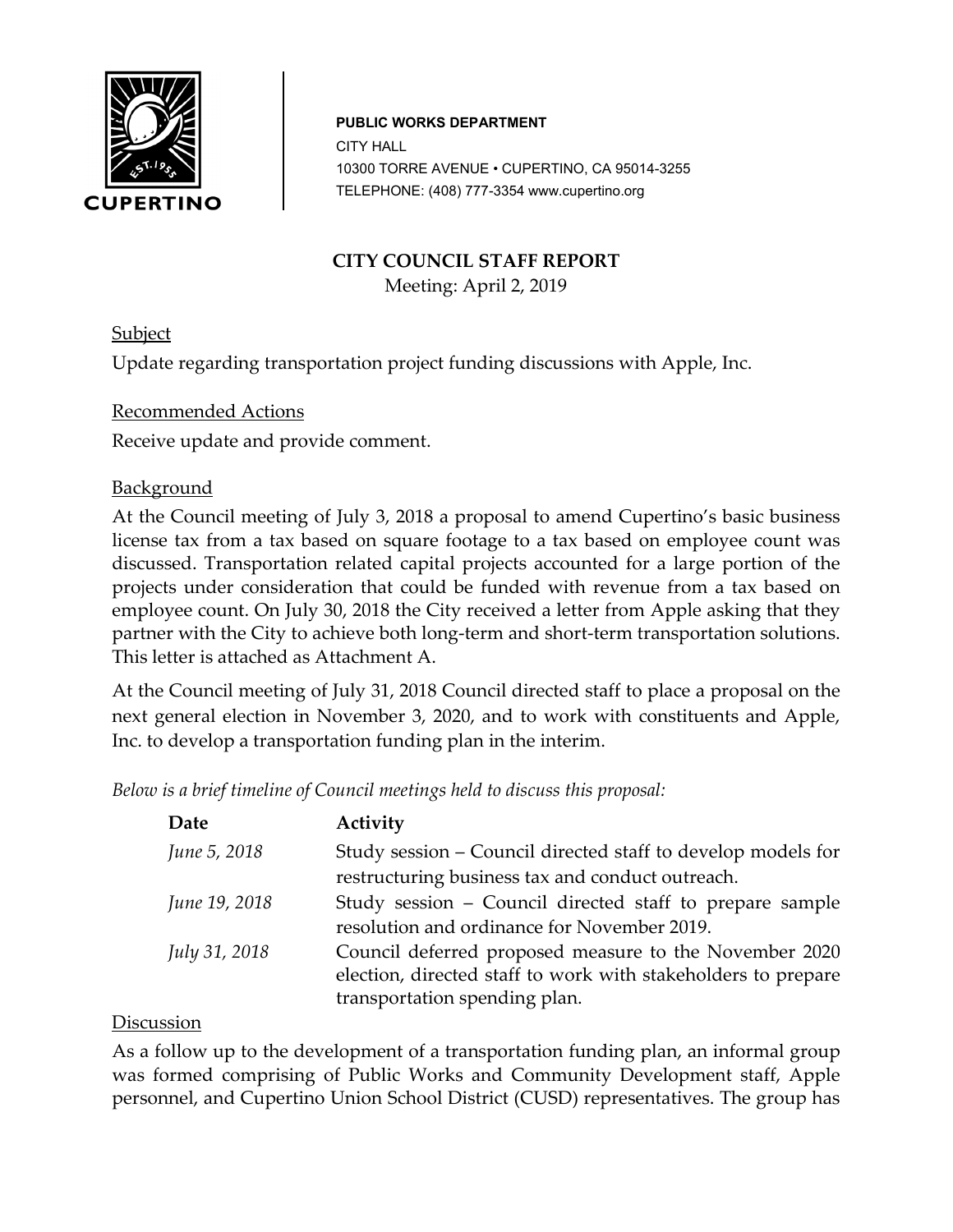CUPERTINO

**PUBLIC WORKS DEPARTMENT**
CITY HALL
10300 TORRE AVENUE • CUPERTINO, CA 95014-3255
TELEPHONE: (408) 777-3354 www.cupertino.org

# CITY COUNCIL STAFF REPORT

Meeting: April 2, 2019

## Subject

Update regarding transportation project funding discussions with Apple, Inc.

## Recommended Actions

Receive update and provide comment.

## Background

At the Council meeting of July 3, 2018 a proposal to amend Cupertino's basic business license tax from a tax based on square footage to a tax based on employee count was discussed. Transportation related capital projects accounted for a large portion of the projects under consideration that could be funded with revenue from a tax based on employee count. On July 30, 2018 the City received a letter from Apple asking that they partner with the City to achieve both long-term and short-term transportation solutions. This letter is attached as Attachment A.

At the Council meeting of July 31, 2018 Council directed staff to place a proposal on the next general election in November 3, 2020, and to work with constituents and Apple, Inc. to develop a transportation funding plan in the interim.

*Below is a brief timeline of Council meetings held to discuss this proposal:*

| Date | Activity |
|---|---|
| *June 5, 2018* | Study session – Council directed staff to develop models for restructuring business tax and conduct outreach. |
| *June 19, 2018* | Study session – Council directed staff to prepare sample resolution and ordinance for November 2019. |
| *July 31, 2018* | Council deferred proposed measure to the November 2020 election, directed staff to work with stakeholders to prepare transportation spending plan. |

## Discussion

As a follow up to the development of a transportation funding plan, an informal group was formed comprising of Public Works and Community Development staff, Apple personnel, and Cupertino Union School District (CUSD) representatives. The group has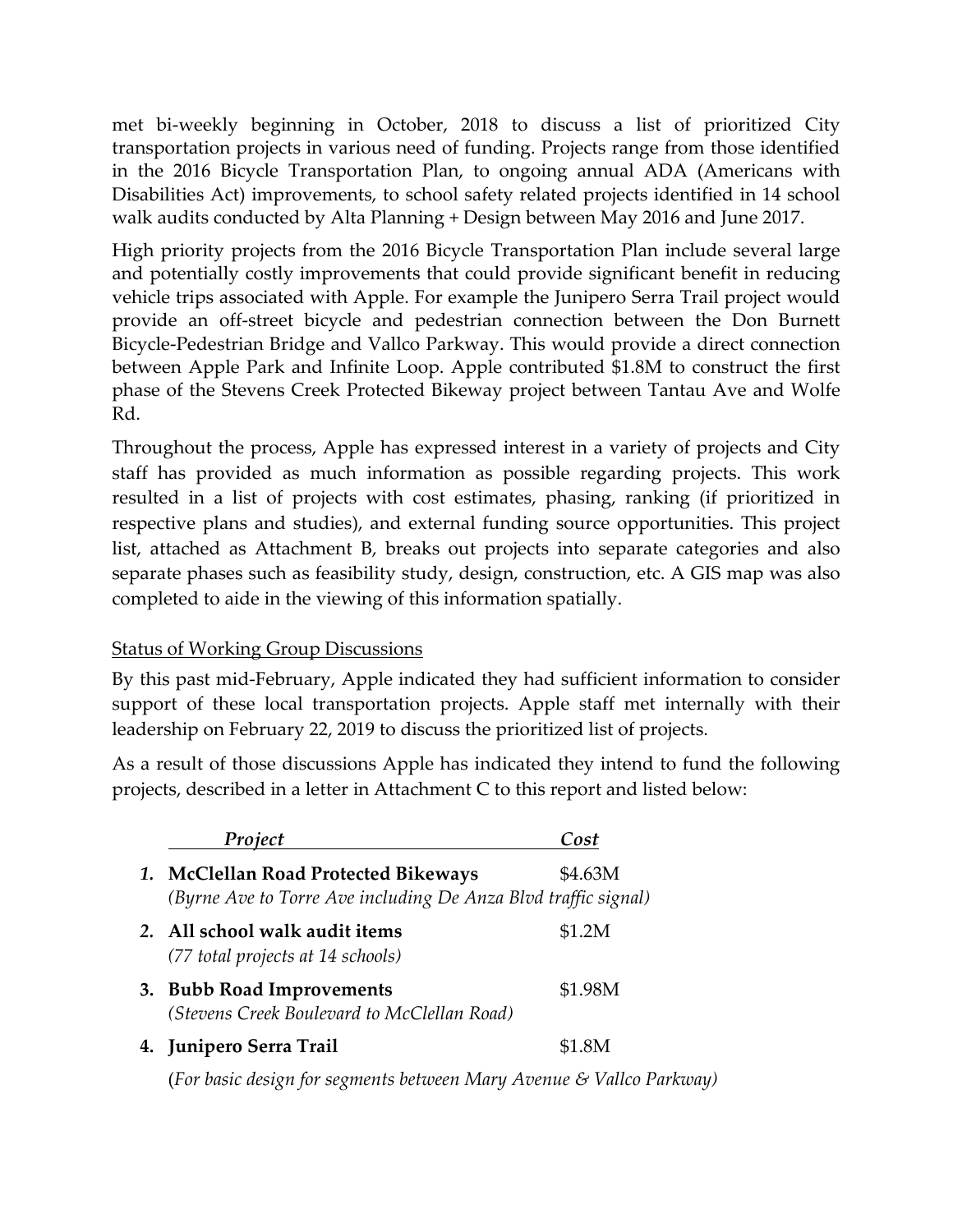met bi-weekly beginning in October, 2018 to discuss a list of prioritized City transportation projects in various need of funding. Projects range from those identified in the 2016 Bicycle Transportation Plan, to ongoing annual ADA (Americans with Disabilities Act) improvements, to school safety related projects identified in 14 school walk audits conducted by Alta Planning + Design between May 2016 and June 2017.

High priority projects from the 2016 Bicycle Transportation Plan include several large and potentially costly improvements that could provide significant benefit in reducing vehicle trips associated with Apple. For example the Junipero Serra Trail project would provide an off-street bicycle and pedestrian connection between the Don Burnett Bicycle-Pedestrian Bridge and Vallco Parkway. This would provide a direct connection between Apple Park and Infinite Loop. Apple contributed $1.8M to construct the first phase of the Stevens Creek Protected Bikeway project between Tantau Ave and Wolfe Rd.

Throughout the process, Apple has expressed interest in a variety of projects and City staff has provided as much information as possible regarding projects. This work resulted in a list of projects with cost estimates, phasing, ranking (if prioritized in respective plans and studies), and external funding source opportunities. This project list, attached as Attachment B, breaks out projects into separate categories and also separate phases such as feasibility study, design, construction, etc. A GIS map was also completed to aide in the viewing of this information spatially.

<u>Status of Working Group Discussions</u>

By this past mid-February, Apple indicated they had sufficient information to consider support of these local transportation projects. Apple staff met internally with their leadership on February 22, 2019 to discuss the prioritized list of projects.

As a result of those discussions Apple has indicated they intend to fund the following projects, described in a letter in Attachment C to this report and listed below:

| *Project* | *Cost* |
|---|---|
| ***1.* McClellan Road Protected Bikeways**<br>*(Byrne Ave to Torre Ave including De Anza Blvd traffic signal)* | $4.63M |
| ***2.* All school walk audit items**<br>*(77 total projects at 14 schools)* | $1.2M |
| **3. Bubb Road Improvements**<br>*(Stevens Creek Boulevard to McClellan Road)* | $1.98M |
| **4. Junipero Serra Trail**<br>(*For basic design for segments between Mary Avenue & Vallco Parkway)* | $1.8M |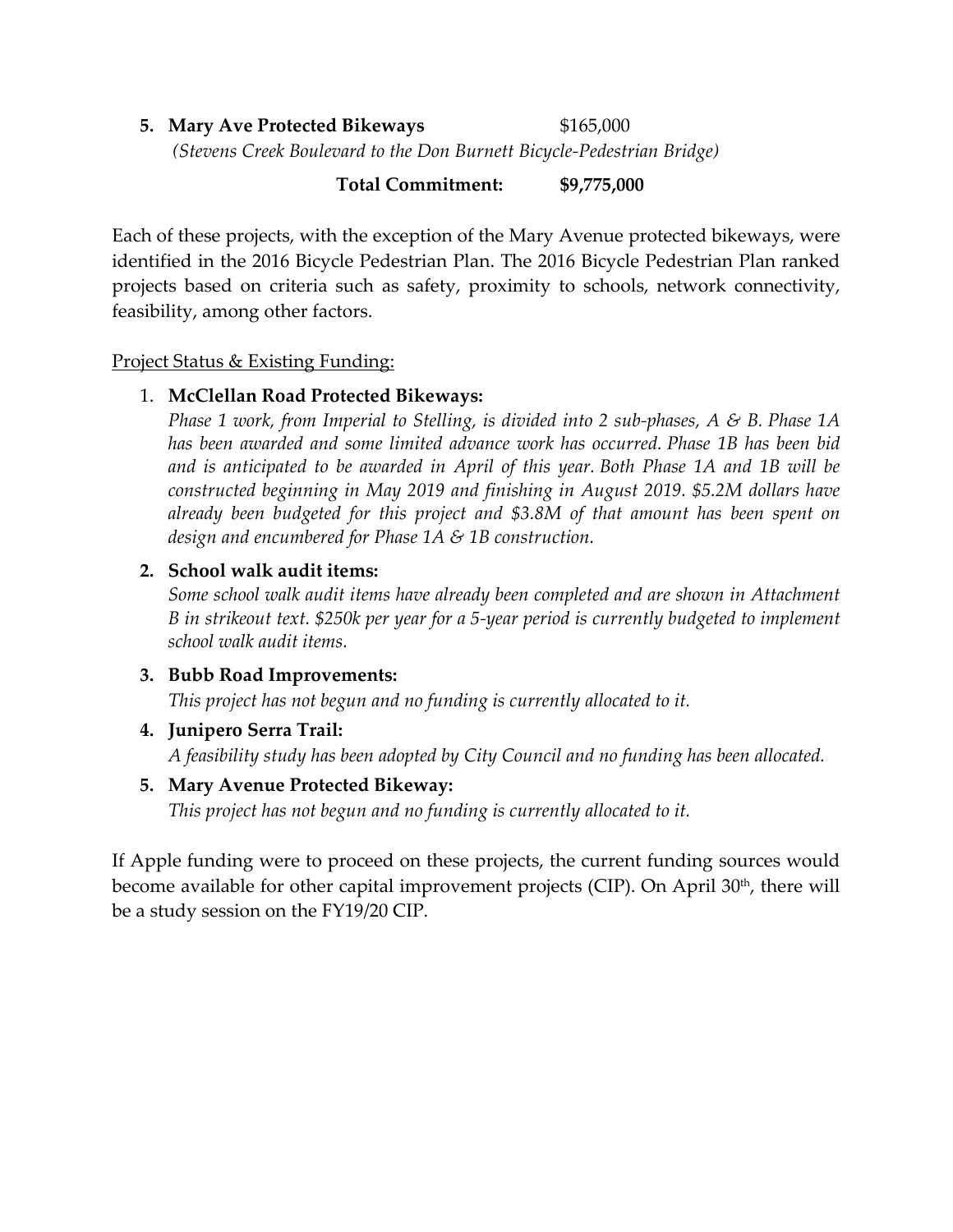5. **Mary Ave Protected Bikeways** $165,000
   *(Stevens Creek Boulevard to the Don Burnett Bicycle-Pedestrian Bridge)*

**Total Commitment: $9,775,000**

Each of these projects, with the exception of the Mary Avenue protected bikeways, were identified in the 2016 Bicycle Pedestrian Plan. The 2016 Bicycle Pedestrian Plan ranked projects based on criteria such as safety, proximity to schools, network connectivity, feasibility, among other factors.

<u>Project Status & Existing Funding:</u>

1. **McClellan Road Protected Bikeways:**
   *Phase 1 work, from Imperial to Stelling, is divided into 2 sub-phases, A & B. Phase 1A has been awarded and some limited advance work has occurred. Phase 1B has been bid and is anticipated to be awarded in April of this year. Both Phase 1A and 1B will be constructed beginning in May 2019 and finishing in August 2019. $5.2M dollars have already been budgeted for this project and $3.8M of that amount has been spent on design and encumbered for Phase 1A & 1B construction.*

2. **School walk audit items:**
   *Some school walk audit items have already been completed and are shown in Attachment B in strikeout text. $250k per year for a 5-year period is currently budgeted to implement school walk audit items.*

3. **Bubb Road Improvements:**
   *This project has not begun and no funding is currently allocated to it.*

4. **Junipero Serra Trail:**
   *A feasibility study has been adopted by City Council and no funding has been allocated.*

5. **Mary Avenue Protected Bikeway:**
   *This project has not begun and no funding is currently allocated to it.*

If Apple funding were to proceed on these projects, the current funding sources would become available for other capital improvement projects (CIP). On April 30th, there will be a study session on the FY19/20 CIP.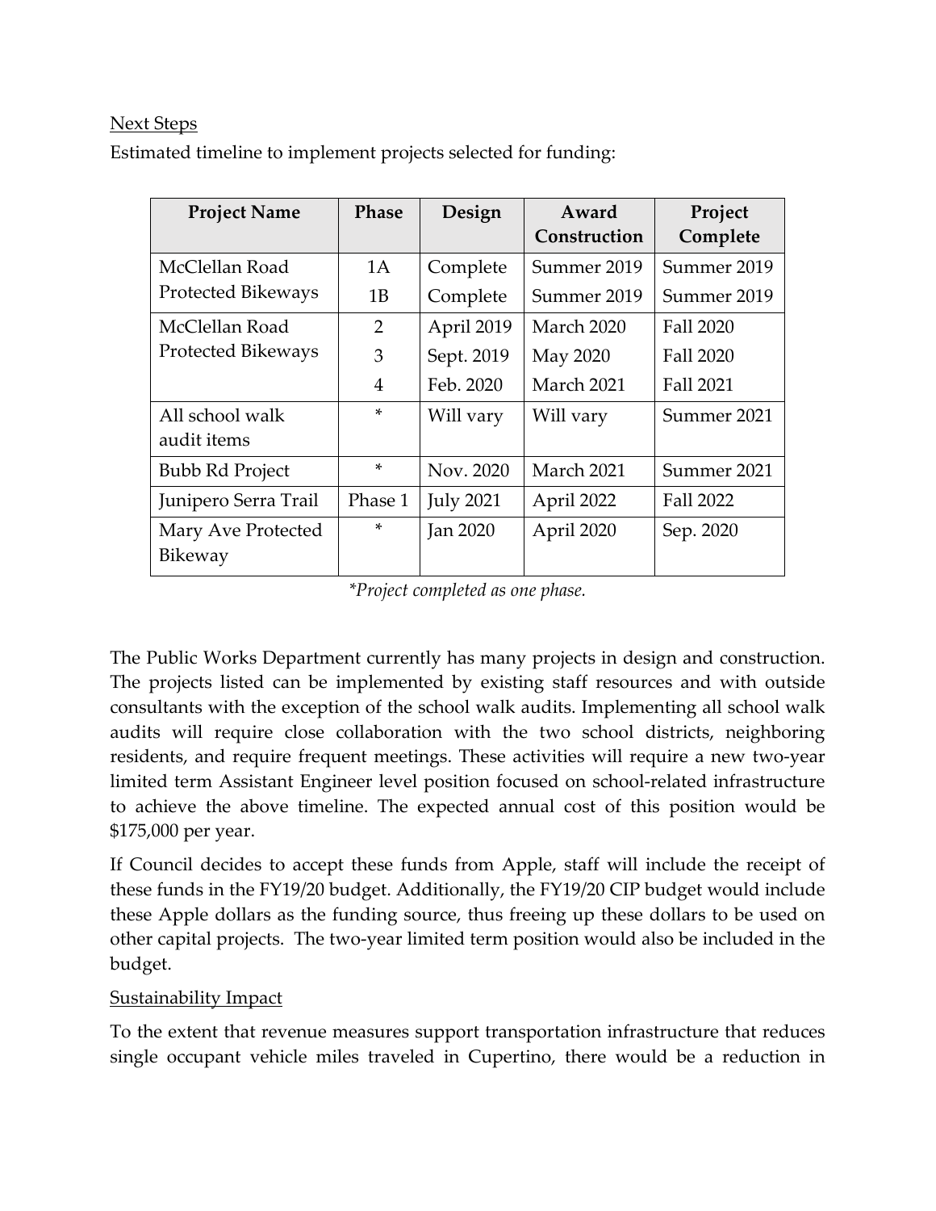<u>Next Steps</u>

Estimated timeline to implement projects selected for funding:

| Project Name | Phase | Design | Award Construction | Project Complete |
|---|---|---|---|---|
| McClellan Road Protected Bikeways | 1A | Complete | Summer 2019 | Summer 2019 |
| | 1B | Complete | Summer 2019 | Summer 2019 |
| McClellan Road Protected Bikeways | 2 | April 2019 | March 2020 | Fall 2020 |
| | 3 | Sept. 2019 | May 2020 | Fall 2020 |
| | 4 | Feb. 2020 | March 2021 | Fall 2021 |
| All school walk audit items | * | Will vary | Will vary | Summer 2021 |
| Bubb Rd Project | * | Nov. 2020 | March 2021 | Summer 2021 |
| Junipero Serra Trail | Phase 1 | July 2021 | April 2022 | Fall 2022 |
| Mary Ave Protected Bikeway | * | Jan 2020 | April 2020 | Sep. 2020 |

*\*Project completed as one phase.*

The Public Works Department currently has many projects in design and construction. The projects listed can be implemented by existing staff resources and with outside consultants with the exception of the school walk audits. Implementing all school walk audits will require close collaboration with the two school districts, neighboring residents, and require frequent meetings. These activities will require a new two-year limited term Assistant Engineer level position focused on school-related infrastructure to achieve the above timeline. The expected annual cost of this position would be $175,000 per year.

If Council decides to accept these funds from Apple, staff will include the receipt of these funds in the FY19/20 budget. Additionally, the FY19/20 CIP budget would include these Apple dollars as the funding source, thus freeing up these dollars to be used on other capital projects. The two-year limited term position would also be included in the budget.

<u>Sustainability Impact</u>

To the extent that revenue measures support transportation infrastructure that reduces single occupant vehicle miles traveled in Cupertino, there would be a reduction in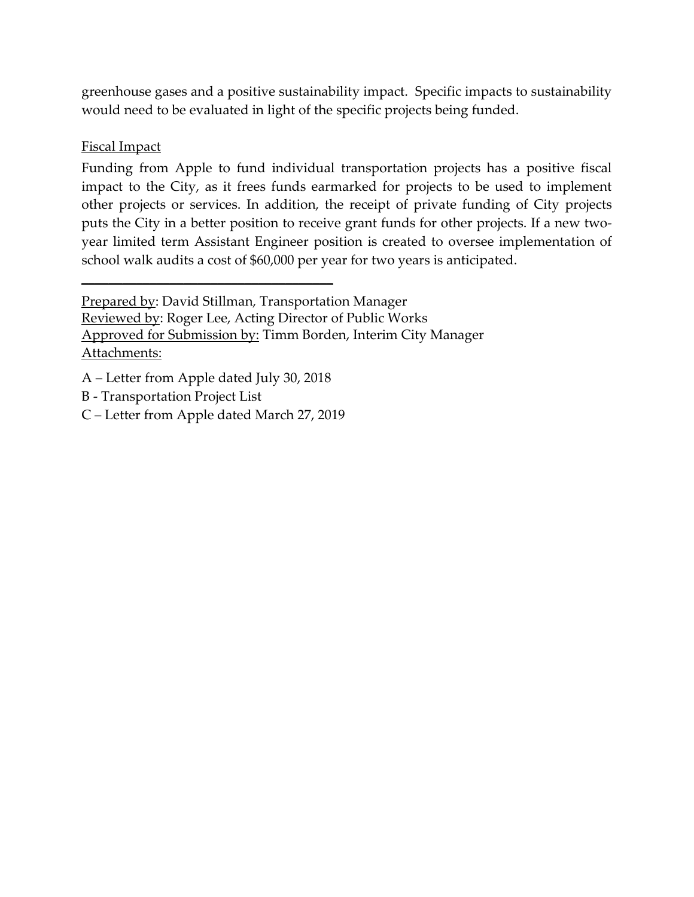greenhouse gases and a positive sustainability impact. Specific impacts to sustainability would need to be evaluated in light of the specific projects being funded.

Fiscal Impact

Funding from Apple to fund individual transportation projects has a positive fiscal impact to the City, as it frees funds earmarked for projects to be used to implement other projects or services. In addition, the receipt of private funding of City projects puts the City in a better position to receive grant funds for other projects. If a new two-year limited term Assistant Engineer position is created to oversee implementation of school walk audits a cost of $60,000 per year for two years is anticipated.

---

Prepared by: David Stillman, Transportation Manager
Reviewed by: Roger Lee, Acting Director of Public Works
Approved for Submission by: Timm Borden, Interim City Manager
Attachments:

A – Letter from Apple dated July 30, 2018
B - Transportation Project List
C – Letter from Apple dated March 27, 2019